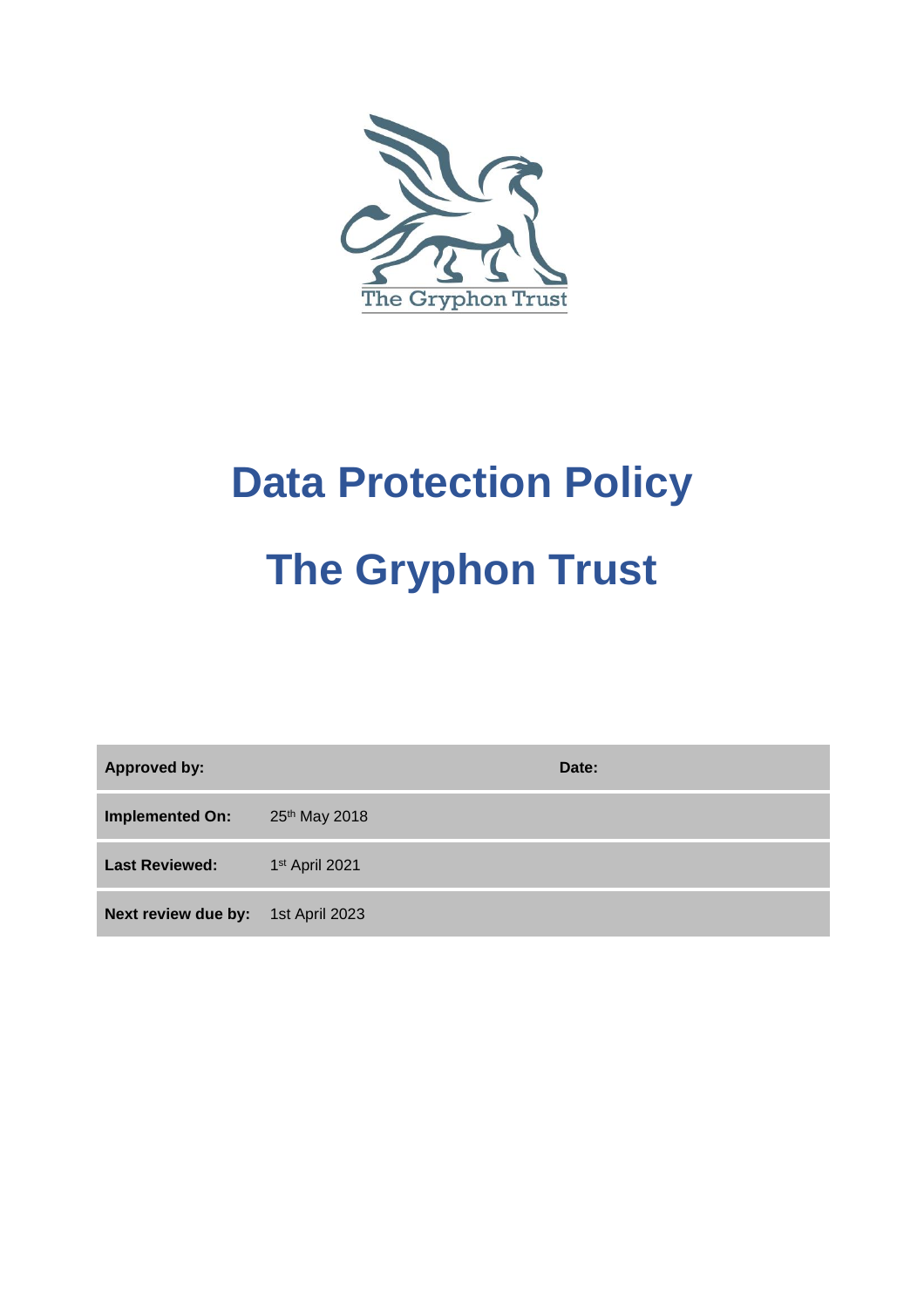The Gryphon Trust

# Data Protection Policy

# The Gryphon Trust

| | | | |
|---|---|---|---|
| **Approved by:** | | **Date:** | |
| **Implemented On:** | 25th May 2018 | | |
| **Last Reviewed:** | 1st April 2021 | | |
| **Next review due by:** | 1st April 2023 | | |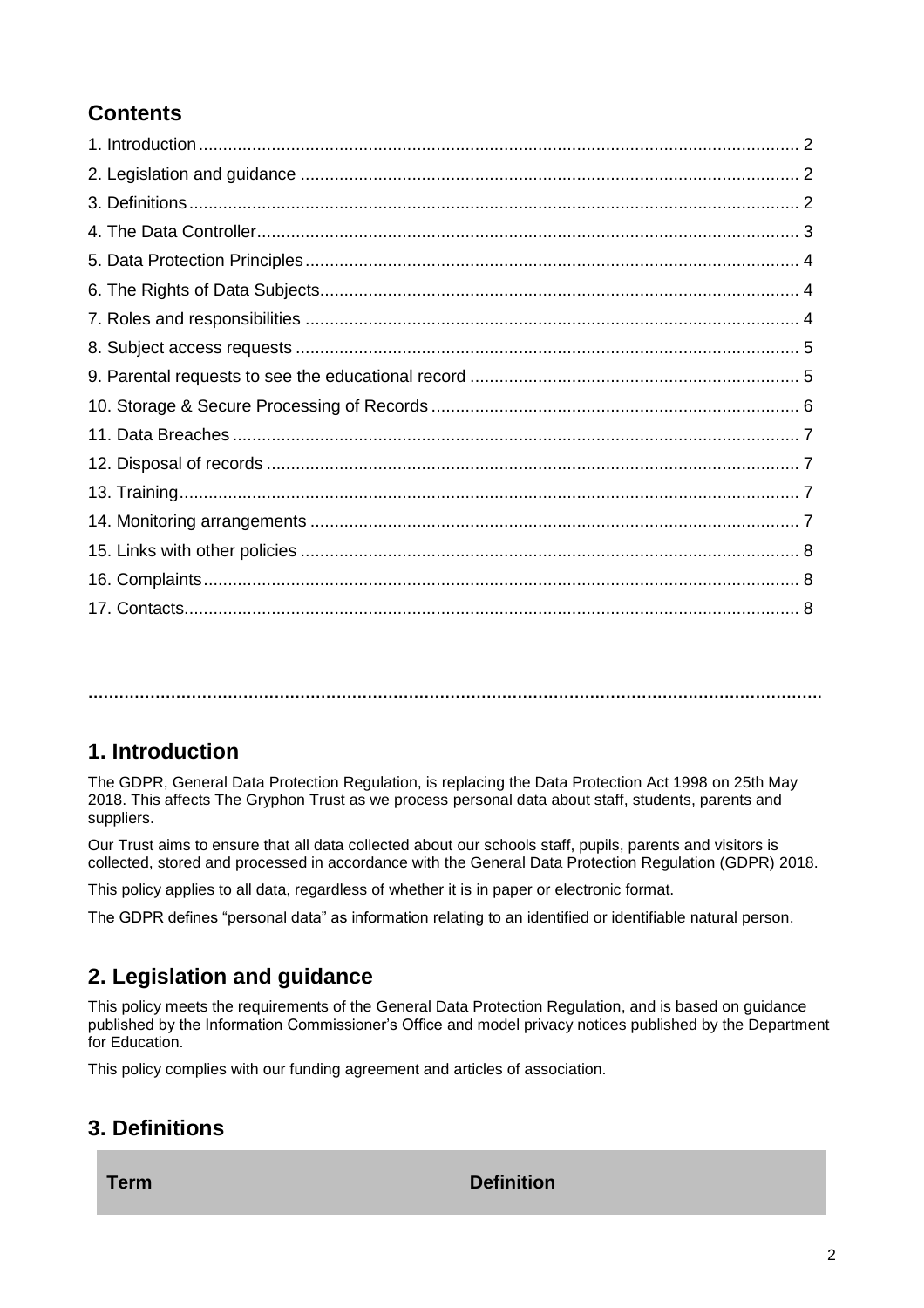## Contents

1. Introduction ........................................................................................................................... 2
2. Legislation and guidance ....................................................................................................... 2
3. Definitions ............................................................................................................................. 2
4. The Data Controller ............................................................................................................... 3
5. Data Protection Principles ..................................................................................................... 4
6. The Rights of Data Subjects .................................................................................................. 4
7. Roles and responsibilities ..................................................................................................... 4
8. Subject access requests ....................................................................................................... 5
9. Parental requests to see the educational record ................................................................... 5
10. Storage & Secure Processing of Records ............................................................................ 6
11. Data Breaches ..................................................................................................................... 7
12. Disposal of records .............................................................................................................. 7
13. Training ................................................................................................................................ 7
14. Monitoring arrangements ..................................................................................................... 7
15. Links with other policies ....................................................................................................... 8
16. Complaints ........................................................................................................................... 8
17. Contacts ............................................................................................................................... 8

**…………………………………………………………………………………………………………………………**

## 1. Introduction

The GDPR, General Data Protection Regulation, is replacing the Data Protection Act 1998 on 25th May 2018. This affects The Gryphon Trust as we process personal data about staff, students, parents and suppliers.

Our Trust aims to ensure that all data collected about our schools staff, pupils, parents and visitors is collected, stored and processed in accordance with the General Data Protection Regulation (GDPR) 2018.

This policy applies to all data, regardless of whether it is in paper or electronic format.

The GDPR defines "personal data" as information relating to an identified or identifiable natural person.

## 2. Legislation and guidance

This policy meets the requirements of the General Data Protection Regulation, and is based on guidance published by the Information Commissioner's Office and model privacy notices published by the Department for Education.

This policy complies with our funding agreement and articles of association.

## 3. Definitions

| Term | Definition |
|---|---|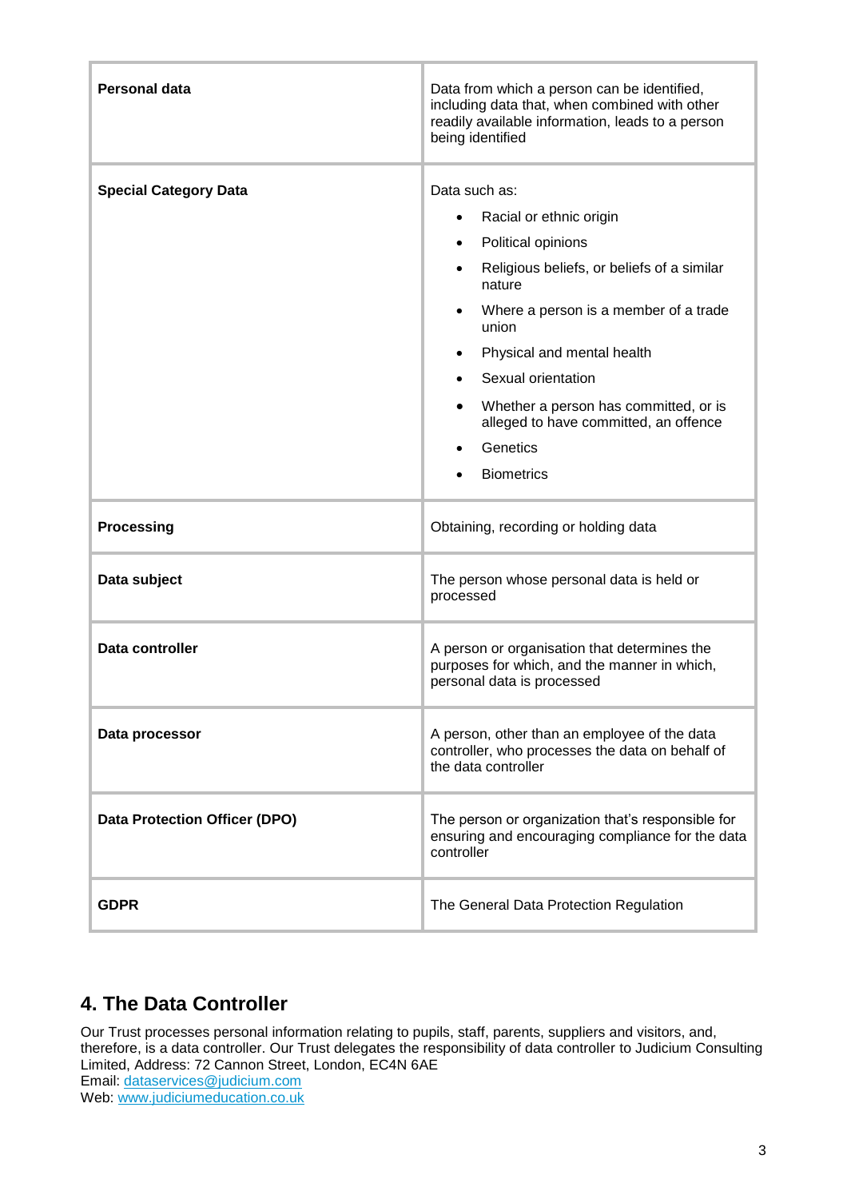| | |
|---|---|
| **Personal data** | Data from which a person can be identified, including data that, when combined with other readily available information, leads to a person being identified |
| **Special Category Data** | Data such as: <br>• Racial or ethnic origin <br>• Political opinions <br>• Religious beliefs, or beliefs of a similar nature <br>• Where a person is a member of a trade union <br>• Physical and mental health <br>• Sexual orientation <br>• Whether a person has committed, or is alleged to have committed, an offence <br>• Genetics <br>• Biometrics |
| **Processing** | Obtaining, recording or holding data |
| **Data subject** | The person whose personal data is held or processed |
| **Data controller** | A person or organisation that determines the purposes for which, and the manner in which, personal data is processed |
| **Data processor** | A person, other than an employee of the data controller, who processes the data on behalf of the data controller |
| **Data Protection Officer (DPO)** | The person or organization that's responsible for ensuring and encouraging compliance for the data controller |
| **GDPR** | The General Data Protection Regulation |

## 4. The Data Controller

Our Trust processes personal information relating to pupils, staff, parents, suppliers and visitors, and, therefore, is a data controller. Our Trust delegates the responsibility of data controller to Judicium Consulting Limited, Address: 72 Cannon Street, London, EC4N 6AE
Email: [dataservices@judicium.com](mailto:dataservices@judicium.com)
Web: [www.judiciumeducation.co.uk](http://www.judiciumeducation.co.uk)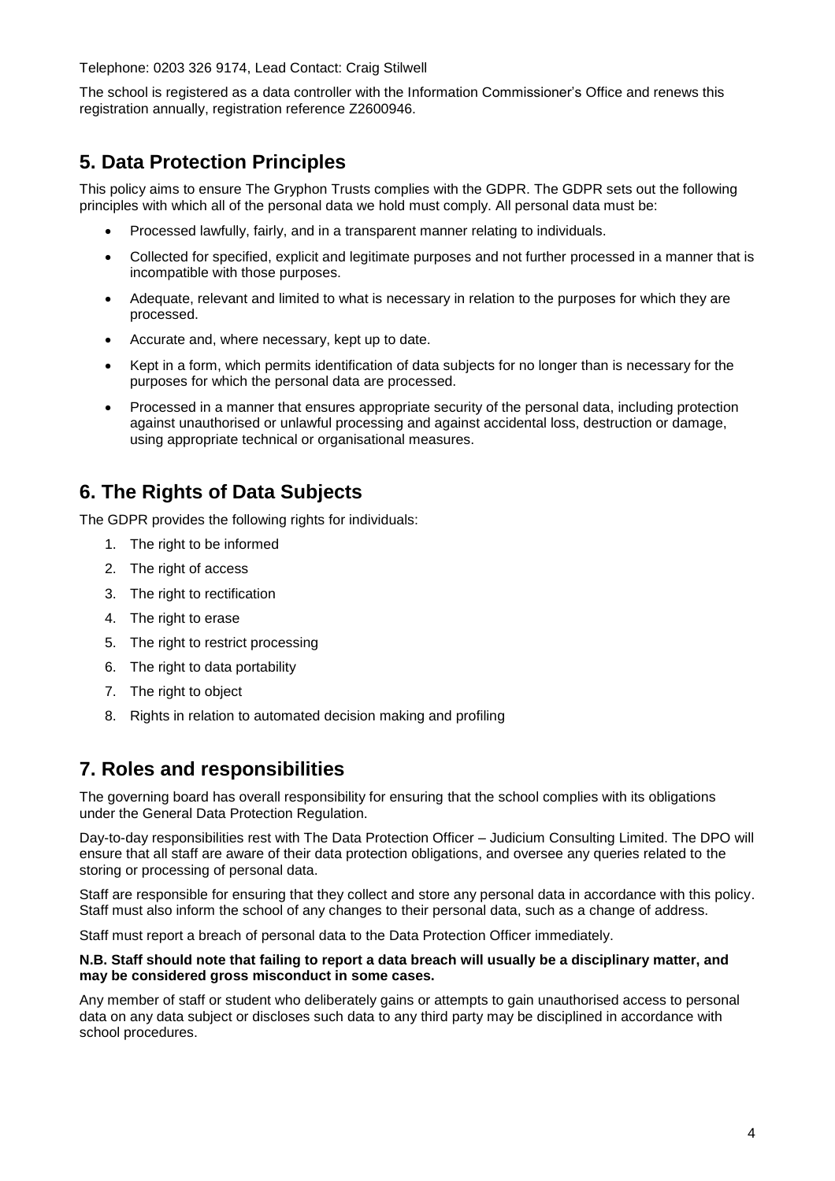Telephone: 0203 326 9174, Lead Contact: Craig Stilwell

The school is registered as a data controller with the Information Commissioner's Office and renews this registration annually, registration reference Z2600946.

## 5. Data Protection Principles

This policy aims to ensure The Gryphon Trusts complies with the GDPR. The GDPR sets out the following principles with which all of the personal data we hold must comply. All personal data must be:

- Processed lawfully, fairly, and in a transparent manner relating to individuals.
- Collected for specified, explicit and legitimate purposes and not further processed in a manner that is incompatible with those purposes.
- Adequate, relevant and limited to what is necessary in relation to the purposes for which they are processed.
- Accurate and, where necessary, kept up to date.
- Kept in a form, which permits identification of data subjects for no longer than is necessary for the purposes for which the personal data are processed.
- Processed in a manner that ensures appropriate security of the personal data, including protection against unauthorised or unlawful processing and against accidental loss, destruction or damage, using appropriate technical or organisational measures.

## 6. The Rights of Data Subjects

The GDPR provides the following rights for individuals:

1. The right to be informed
2. The right of access
3. The right to rectification
4. The right to erase
5. The right to restrict processing
6. The right to data portability
7. The right to object
8. Rights in relation to automated decision making and profiling

## 7. Roles and responsibilities

The governing board has overall responsibility for ensuring that the school complies with its obligations under the General Data Protection Regulation.

Day-to-day responsibilities rest with The Data Protection Officer – Judicium Consulting Limited. The DPO will ensure that all staff are aware of their data protection obligations, and oversee any queries related to the storing or processing of personal data.

Staff are responsible for ensuring that they collect and store any personal data in accordance with this policy. Staff must also inform the school of any changes to their personal data, such as a change of address.

Staff must report a breach of personal data to the Data Protection Officer immediately.

**N.B. Staff should note that failing to report a data breach will usually be a disciplinary matter, and may be considered gross misconduct in some cases.**

Any member of staff or student who deliberately gains or attempts to gain unauthorised access to personal data on any data subject or discloses such data to any third party may be disciplined in accordance with school procedures.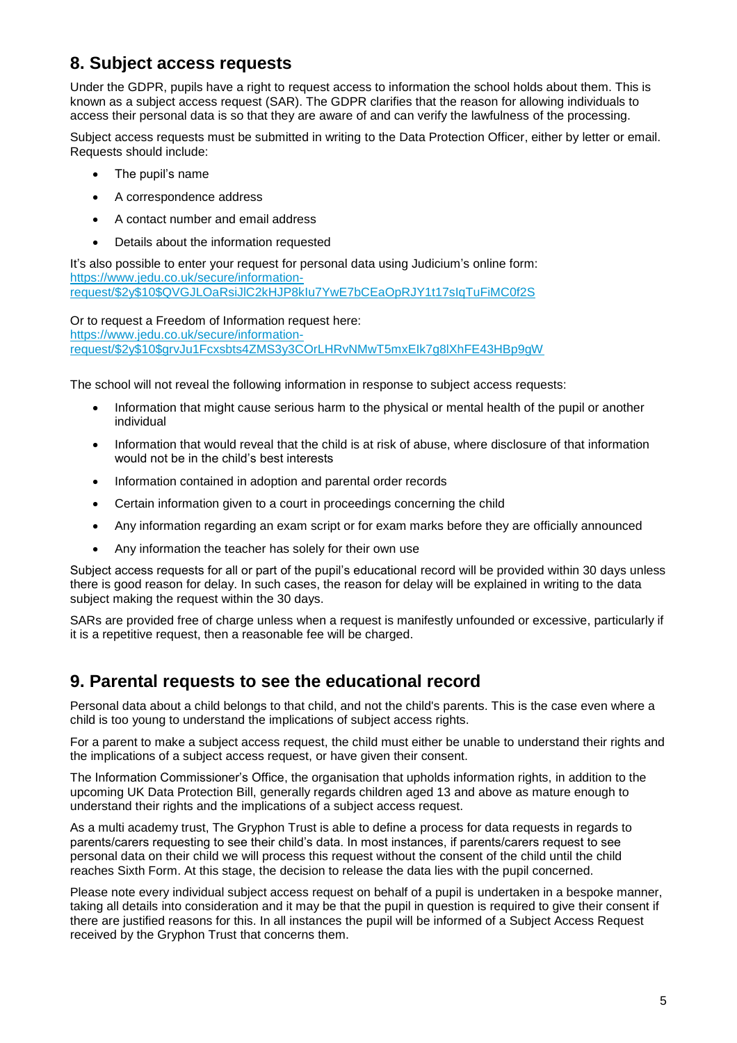## 8. Subject access requests

Under the GDPR, pupils have a right to request access to information the school holds about them. This is known as a subject access request (SAR). The GDPR clarifies that the reason for allowing individuals to access their personal data is so that they are aware of and can verify the lawfulness of the processing.

Subject access requests must be submitted in writing to the Data Protection Officer, either by letter or email. Requests should include:

- The pupil's name
- A correspondence address
- A contact number and email address
- Details about the information requested

It's also possible to enter your request for personal data using Judicium's online form: https://www.jedu.co.uk/secure/information-request/$2y$10$QVGJLOaRsiJlC2kHJP8kIu7YwE7bCEaOpRJY1t17slqTuFiMC0f2S

Or to request a Freedom of Information request here: https://www.jedu.co.uk/secure/information-request/$2y$10$grvJu1Fcxsbts4ZMS3y3COrLHRvNMwT5mxElk7g8lXhFE43HBp9gW

The school will not reveal the following information in response to subject access requests:

- Information that might cause serious harm to the physical or mental health of the pupil or another individual
- Information that would reveal that the child is at risk of abuse, where disclosure of that information would not be in the child's best interests
- Information contained in adoption and parental order records
- Certain information given to a court in proceedings concerning the child
- Any information regarding an exam script or for exam marks before they are officially announced
- Any information the teacher has solely for their own use

Subject access requests for all or part of the pupil's educational record will be provided within 30 days unless there is good reason for delay. In such cases, the reason for delay will be explained in writing to the data subject making the request within the 30 days.

SARs are provided free of charge unless when a request is manifestly unfounded or excessive, particularly if it is a repetitive request, then a reasonable fee will be charged.

## 9. Parental requests to see the educational record

Personal data about a child belongs to that child, and not the child's parents. This is the case even where a child is too young to understand the implications of subject access rights.

For a parent to make a subject access request, the child must either be unable to understand their rights and the implications of a subject access request, or have given their consent.

The Information Commissioner's Office, the organisation that upholds information rights, in addition to the upcoming UK Data Protection Bill, generally regards children aged 13 and above as mature enough to understand their rights and the implications of a subject access request.

As a multi academy trust, The Gryphon Trust is able to define a process for data requests in regards to parents/carers requesting to see their child's data. In most instances, if parents/carers request to see personal data on their child we will process this request without the consent of the child until the child reaches Sixth Form. At this stage, the decision to release the data lies with the pupil concerned.

Please note every individual subject access request on behalf of a pupil is undertaken in a bespoke manner, taking all details into consideration and it may be that the pupil in question is required to give their consent if there are justified reasons for this. In all instances the pupil will be informed of a Subject Access Request received by the Gryphon Trust that concerns them.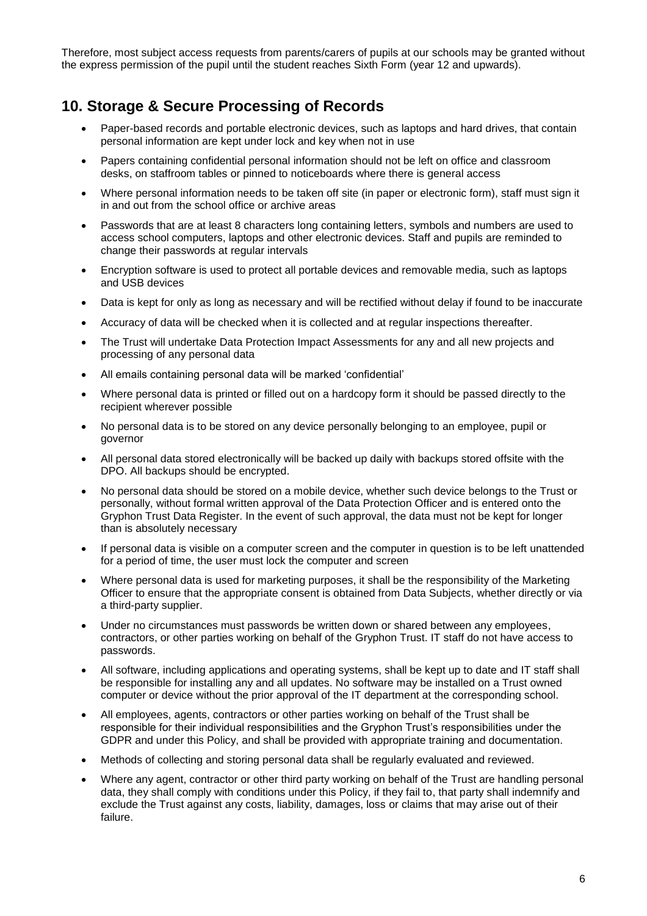Therefore, most subject access requests from parents/carers of pupils at our schools may be granted without the express permission of the pupil until the student reaches Sixth Form (year 12 and upwards).

## 10. Storage & Secure Processing of Records

- Paper-based records and portable electronic devices, such as laptops and hard drives, that contain personal information are kept under lock and key when not in use
- Papers containing confidential personal information should not be left on office and classroom desks, on staffroom tables or pinned to noticeboards where there is general access
- Where personal information needs to be taken off site (in paper or electronic form), staff must sign it in and out from the school office or archive areas
- Passwords that are at least 8 characters long containing letters, symbols and numbers are used to access school computers, laptops and other electronic devices. Staff and pupils are reminded to change their passwords at regular intervals
- Encryption software is used to protect all portable devices and removable media, such as laptops and USB devices
- Data is kept for only as long as necessary and will be rectified without delay if found to be inaccurate
- Accuracy of data will be checked when it is collected and at regular inspections thereafter.
- The Trust will undertake Data Protection Impact Assessments for any and all new projects and processing of any personal data
- All emails containing personal data will be marked 'confidential'
- Where personal data is printed or filled out on a hardcopy form it should be passed directly to the recipient wherever possible
- No personal data is to be stored on any device personally belonging to an employee, pupil or governor
- All personal data stored electronically will be backed up daily with backups stored offsite with the DPO. All backups should be encrypted.
- No personal data should be stored on a mobile device, whether such device belongs to the Trust or personally, without formal written approval of the Data Protection Officer and is entered onto the Gryphon Trust Data Register. In the event of such approval, the data must not be kept for longer than is absolutely necessary
- If personal data is visible on a computer screen and the computer in question is to be left unattended for a period of time, the user must lock the computer and screen
- Where personal data is used for marketing purposes, it shall be the responsibility of the Marketing Officer to ensure that the appropriate consent is obtained from Data Subjects, whether directly or via a third-party supplier.
- Under no circumstances must passwords be written down or shared between any employees, contractors, or other parties working on behalf of the Gryphon Trust. IT staff do not have access to passwords.
- All software, including applications and operating systems, shall be kept up to date and IT staff shall be responsible for installing any and all updates. No software may be installed on a Trust owned computer or device without the prior approval of the IT department at the corresponding school.
- All employees, agents, contractors or other parties working on behalf of the Trust shall be responsible for their individual responsibilities and the Gryphon Trust's responsibilities under the GDPR and under this Policy, and shall be provided with appropriate training and documentation.
- Methods of collecting and storing personal data shall be regularly evaluated and reviewed.
- Where any agent, contractor or other third party working on behalf of the Trust are handling personal data, they shall comply with conditions under this Policy, if they fail to, that party shall indemnify and exclude the Trust against any costs, liability, damages, loss or claims that may arise out of their failure.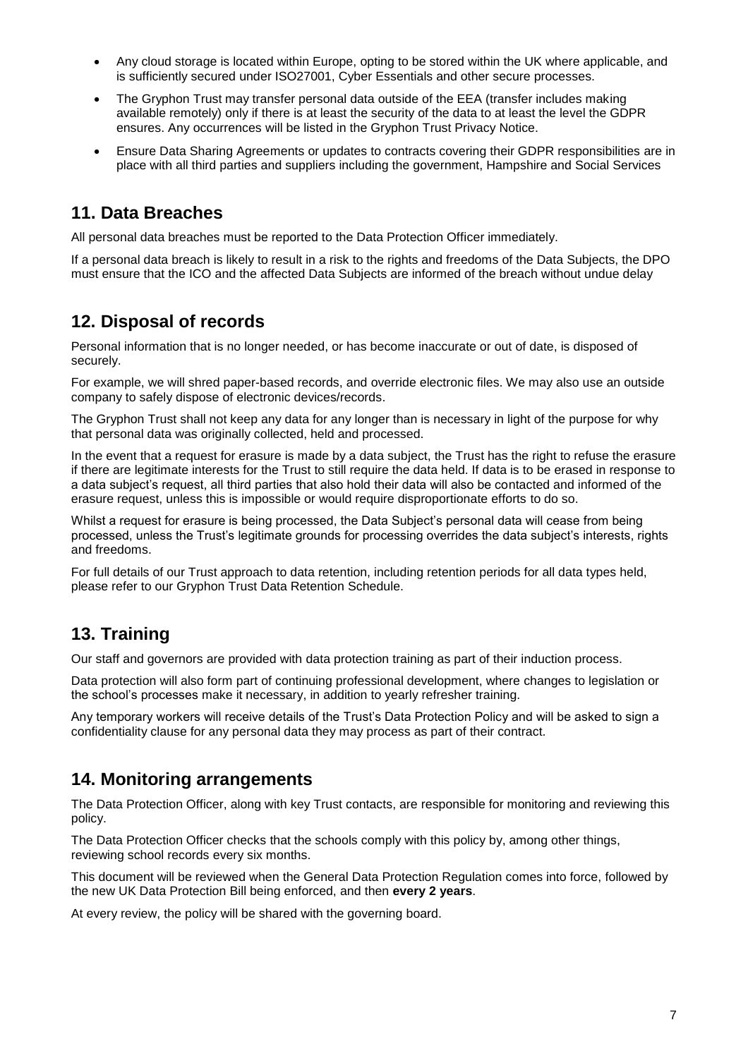- Any cloud storage is located within Europe, opting to be stored within the UK where applicable, and is sufficiently secured under ISO27001, Cyber Essentials and other secure processes.
- The Gryphon Trust may transfer personal data outside of the EEA (transfer includes making available remotely) only if there is at least the security of the data to at least the level the GDPR ensures. Any occurrences will be listed in the Gryphon Trust Privacy Notice.
- Ensure Data Sharing Agreements or updates to contracts covering their GDPR responsibilities are in place with all third parties and suppliers including the government, Hampshire and Social Services

## 11. Data Breaches

All personal data breaches must be reported to the Data Protection Officer immediately.

If a personal data breach is likely to result in a risk to the rights and freedoms of the Data Subjects, the DPO must ensure that the ICO and the affected Data Subjects are informed of the breach without undue delay

## 12. Disposal of records

Personal information that is no longer needed, or has become inaccurate or out of date, is disposed of securely.

For example, we will shred paper-based records, and override electronic files. We may also use an outside company to safely dispose of electronic devices/records.

The Gryphon Trust shall not keep any data for any longer than is necessary in light of the purpose for why that personal data was originally collected, held and processed.

In the event that a request for erasure is made by a data subject, the Trust has the right to refuse the erasure if there are legitimate interests for the Trust to still require the data held. If data is to be erased in response to a data subject's request, all third parties that also hold their data will also be contacted and informed of the erasure request, unless this is impossible or would require disproportionate efforts to do so.

Whilst a request for erasure is being processed, the Data Subject's personal data will cease from being processed, unless the Trust's legitimate grounds for processing overrides the data subject's interests, rights and freedoms.

For full details of our Trust approach to data retention, including retention periods for all data types held, please refer to our Gryphon Trust Data Retention Schedule.

## 13. Training

Our staff and governors are provided with data protection training as part of their induction process.

Data protection will also form part of continuing professional development, where changes to legislation or the school's processes make it necessary, in addition to yearly refresher training.

Any temporary workers will receive details of the Trust's Data Protection Policy and will be asked to sign a confidentiality clause for any personal data they may process as part of their contract.

## 14. Monitoring arrangements

The Data Protection Officer, along with key Trust contacts, are responsible for monitoring and reviewing this policy.

The Data Protection Officer checks that the schools comply with this policy by, among other things, reviewing school records every six months.

This document will be reviewed when the General Data Protection Regulation comes into force, followed by the new UK Data Protection Bill being enforced, and then **every 2 years**.

At every review, the policy will be shared with the governing board.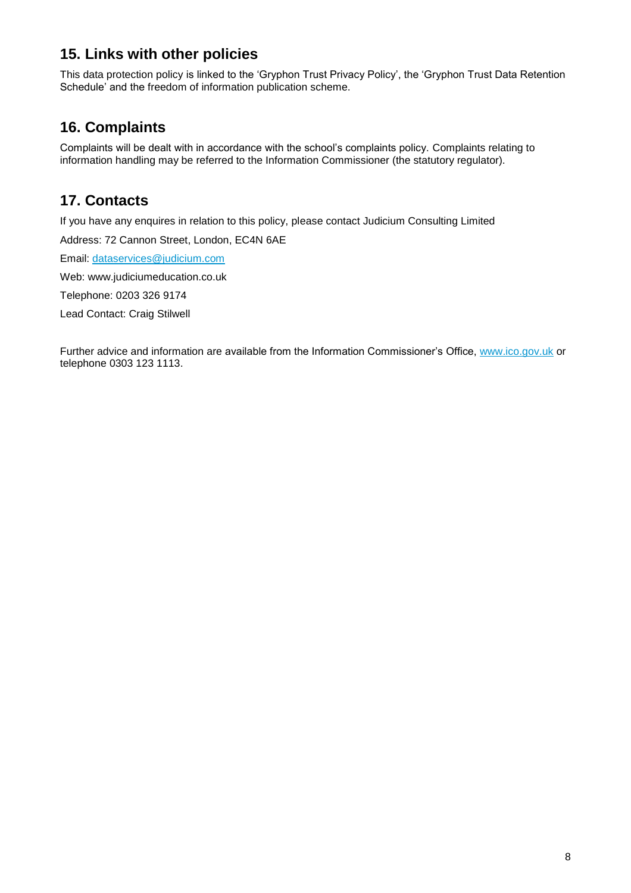## 15. Links with other policies

This data protection policy is linked to the 'Gryphon Trust Privacy Policy', the 'Gryphon Trust Data Retention Schedule' and the freedom of information publication scheme.

## 16. Complaints

Complaints will be dealt with in accordance with the school's complaints policy. Complaints relating to information handling may be referred to the Information Commissioner (the statutory regulator).

## 17. Contacts

If you have any enquires in relation to this policy, please contact Judicium Consulting Limited

Address: 72 Cannon Street, London, EC4N 6AE

Email: dataservices@judicium.com

Web: www.judiciumeducation.co.uk

Telephone: 0203 326 9174

Lead Contact: Craig Stilwell

Further advice and information are available from the Information Commissioner's Office, www.ico.gov.uk or telephone 0303 123 1113.